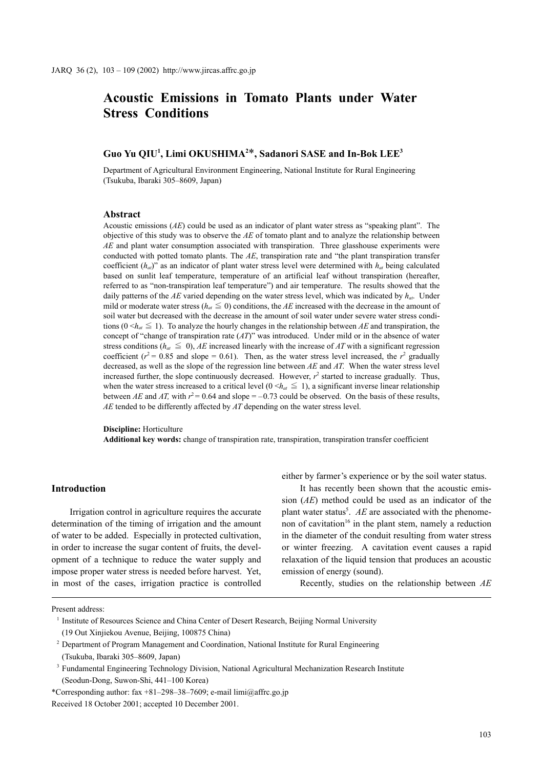# Acoustic Emissions in Tomato Plants under Water Stress Conditions

**Guo Yu QIU[1], Limi OKUSHIMA[2]*, Sadanori SASE and In-Bok LEE[3]**

Department of Agricultural Environment Engineering, National Institute for Rural Engineering (Tsukuba, Ibaraki 305–8609, Japan)

## Abstract

Acoustic emissions (*AE*) could be used as an indicator of plant water stress as "speaking plant". The objective of this study was to observe the *AE* of tomato plant and to analyze the relationship between *AE* and plant water consumption associated with transpiration. Three glasshouse experiments were conducted with potted tomato plants. The *AE*, transpiration rate and "the plant transpiration transfer coefficient ($h_{at}$)" as an indicator of plant water stress level were determined with $h_{at}$ being calculated based on sunlit leaf temperature, temperature of an artificial leaf without transpiration (hereafter, referred to as "non-transpiration leaf temperature") and air temperature. The results showed that the daily patterns of the *AE* varied depending on the water stress level, which was indicated by $h_{at}$. Under mild or moderate water stress ($h_{at} \leqq 0$) conditions, the *AE* increased with the decrease in the amount of soil water but decreased with the decrease in the amount of soil water under severe water stress conditions ($0 < h_{at} \leqq 1$). To analyze the hourly changes in the relationship between *AE* and transpiration, the concept of "change of transpiration rate (*AT*)" was introduced. Under mild or in the absence of water stress conditions ($h_{at} \leqq 0$), *AE* increased linearly with the increase of *AT* with a significant regression coefficient ($r^2 = 0.85$ and slope = 0.61). Then, as the water stress level increased, the $r^2$ gradually decreased, as well as the slope of the regression line between *AE* and *AT*. When the water stress level increased further, the slope continuously decreased. However, $r^2$ started to increase gradually. Thus, when the water stress increased to a critical level ($0 < h_{at} \leqq 1$), a significant inverse linear relationship between *AE* and *AT*, with $r^2 = 0.64$ and slope = –0.73 could be observed. On the basis of these results, *AE* tended to be differently affected by *AT* depending on the water stress level.

**Discipline:** Horticulture
**Additional key words:** change of transpiration rate, transpiration, transpiration transfer coefficient

## Introduction

Irrigation control in agriculture requires the accurate determination of the timing of irrigation and the amount of water to be added. Especially in protected cultivation, in order to increase the sugar content of fruits, the development of a technique to reduce the water supply and impose proper water stress is needed before harvest. Yet, in most of the cases, irrigation practice is controlled either by farmer's experience or by the soil water status.

It has recently been shown that the acoustic emission (*AE*) method could be used as an indicator of the plant water status[5]. *AE* are associated with the phenomenon of cavitation[16] in the plant stem, namely a reduction in the diameter of the conduit resulting from water stress or winter freezing. A cavitation event causes a rapid relaxation of the liquid tension that produces an acoustic emission of energy (sound).

Recently, studies on the relationship between *AE*

---

Present address:

[1] Institute of Resources Science and China Center of Desert Research, Beijing Normal University (19 Out Xinjiekou Avenue, Beijing, 100875 China)

[2] Department of Program Management and Coordination, National Institute for Rural Engineering (Tsukuba, Ibaraki 305–8609, Japan)

[3] Fundamental Engineering Technology Division, National Agricultural Mechanization Research Institute (Seodun-Dong, Suwon-Shi, 441–100 Korea)

*Corresponding author: fax +81–298–38–7609; e-mail limi@affrc.go.jp

Received 18 October 2001; accepted 10 December 2001.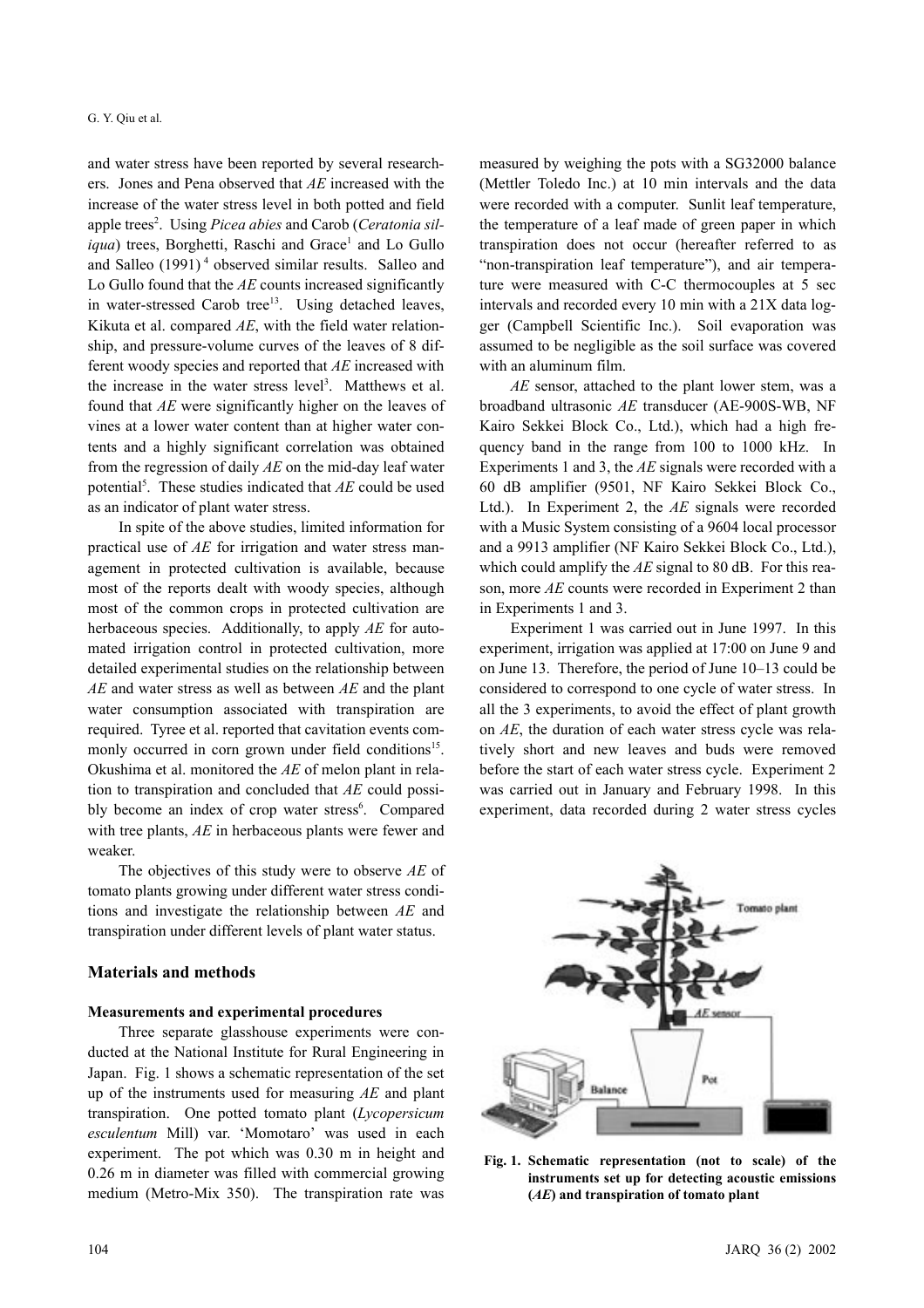and water stress have been reported by several researchers. Jones and Pena observed that *AE* increased with the increase of the water stress level in both potted and field apple trees[2]. Using *Picea abies* and Carob (*Ceratonia siliqua*) trees, Borghetti, Raschi and Grace[1] and Lo Gullo and Salleo (1991)[4] observed similar results. Salleo and Lo Gullo found that the *AE* counts increased significantly in water-stressed Carob tree[13]. Using detached leaves, Kikuta et al. compared *AE*, with the field water relationship, and pressure-volume curves of the leaves of 8 different woody species and reported that *AE* increased with the increase in the water stress level[3]. Matthews et al. found that *AE* were significantly higher on the leaves of vines at a lower water content than at higher water contents and a highly significant correlation was obtained from the regression of daily *AE* on the mid-day leaf water potential[5]. These studies indicated that *AE* could be used as an indicator of plant water stress.

In spite of the above studies, limited information for practical use of *AE* for irrigation and water stress management in protected cultivation is available, because most of the reports dealt with woody species, although most of the common crops in protected cultivation are herbaceous species. Additionally, to apply *AE* for automated irrigation control in protected cultivation, more detailed experimental studies on the relationship between *AE* and water stress as well as between *AE* and the plant water consumption associated with transpiration are required. Tyree et al. reported that cavitation events commonly occurred in corn grown under field conditions[15]. Okushima et al. monitored the *AE* of melon plant in relation to transpiration and concluded that *AE* could possibly become an index of crop water stress[6]. Compared with tree plants, *AE* in herbaceous plants were fewer and weaker.

The objectives of this study were to observe *AE* of tomato plants growing under different water stress conditions and investigate the relationship between *AE* and transpiration under different levels of plant water status.

## Materials and methods

### Measurements and experimental procedures

Three separate glasshouse experiments were conducted at the National Institute for Rural Engineering in Japan. Fig. 1 shows a schematic representation of the set up of the instruments used for measuring *AE* and plant transpiration. One potted tomato plant (*Lycopersicum esculentum* Mill) var. 'Momotaro' was used in each experiment. The pot which was 0.30 m in height and 0.26 m in diameter was filled with commercial growing medium (Metro-Mix 350). The transpiration rate was measured by weighing the pots with a SG32000 balance (Mettler Toledo Inc.) at 10 min intervals and the data were recorded with a computer. Sunlit leaf temperature, the temperature of a leaf made of green paper in which transpiration does not occur (hereafter referred to as "non-transpiration leaf temperature"), and air temperature were measured with C-C thermocouples at 5 sec intervals and recorded every 10 min with a 21X data logger (Campbell Scientific Inc.). Soil evaporation was assumed to be negligible as the soil surface was covered with an aluminum film.

*AE* sensor, attached to the plant lower stem, was a broadband ultrasonic *AE* transducer (AE-900S-WB, NF Kairo Sekkei Block Co., Ltd.), which had a high frequency band in the range from 100 to 1000 kHz. In Experiments 1 and 3, the *AE* signals were recorded with a 60 dB amplifier (9501, NF Kairo Sekkei Block Co., Ltd.). In Experiment 2, the *AE* signals were recorded with a Music System consisting of a 9604 local processor and a 9913 amplifier (NF Kairo Sekkei Block Co., Ltd.), which could amplify the *AE* signal to 80 dB. For this reason, more *AE* counts were recorded in Experiment 2 than in Experiments 1 and 3.

Experiment 1 was carried out in June 1997. In this experiment, irrigation was applied at 17:00 on June 9 and on June 13. Therefore, the period of June 10–13 could be considered to correspond to one cycle of water stress. In all the 3 experiments, to avoid the effect of plant growth on *AE*, the duration of each water stress cycle was relatively short and new leaves and buds were removed before the start of each water stress cycle. Experiment 2 was carried out in January and February 1998. In this experiment, data recorded during 2 water stress cycles

**Fig. 1. Schematic representation (not to scale) of the instruments set up for detecting acoustic emissions (*AE*) and transpiration of tomato plant**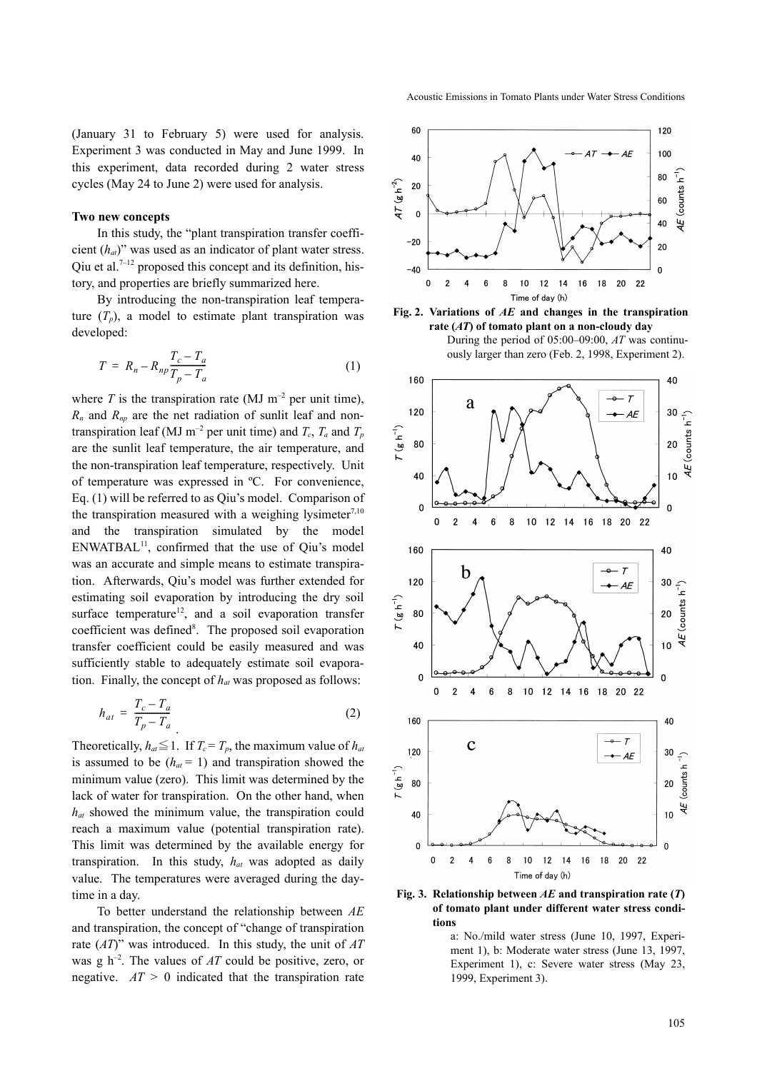(January 31 to February 5) were used for analysis. Experiment 3 was conducted in May and June 1999. In this experiment, data recorded during 2 water stress cycles (May 24 to June 2) were used for analysis.

**Two new concepts**

In this study, the "plant transpiration transfer coefficient ($h_{at}$)" was used as an indicator of plant water stress. Qiu et al.[7–12] proposed this concept and its definition, history, and properties are briefly summarized here.

By introducing the non-transpiration leaf temperature ($T_p$), a model to estimate plant transpiration was developed:

$$T = R_n - R_{np}\frac{T_c - T_a}{T_p - T_a} \tag{1}$$

where $T$ is the transpiration rate (MJ m$^{-2}$ per unit time), $R_n$ and $R_{np}$ are the net radiation of sunlit leaf and non-transpiration leaf (MJ m$^{-2}$ per unit time) and $T_c$, $T_a$ and $T_p$ are the sunlit leaf temperature, the air temperature, and the non-transpiration leaf temperature, respectively. Unit of temperature was expressed in ºC. For convenience, Eq. (1) will be referred to as Qiu's model. Comparison of the transpiration measured with a weighing lysimeter[7,10] and the transpiration simulated by the model ENWATBAL[11], confirmed that the use of Qiu's model was an accurate and simple means to estimate transpiration. Afterwards, Qiu's model was further extended for estimating soil evaporation by introducing the dry soil surface temperature[12], and a soil evaporation transfer coefficient was defined[8]. The proposed soil evaporation transfer coefficient could be easily measured and was sufficiently stable to adequately estimate soil evaporation. Finally, the concept of $h_{at}$ was proposed as follows:

$$h_{at} = \frac{T_c - T_a}{T_p - T_a} \tag{2}$$

Theoretically, $h_{at} \leqq 1$. If $T_c = T_p$, the maximum value of $h_{at}$ is assumed to be ($h_{at} = 1$) and transpiration showed the minimum value (zero). This limit was determined by the lack of water for transpiration. On the other hand, when $h_{at}$ showed the minimum value, the transpiration could reach a maximum value (potential transpiration rate). This limit was determined by the available energy for transpiration. In this study, $h_{at}$ was adopted as daily value. The temperatures were averaged during the daytime in a day.

To better understand the relationship between $AE$ and transpiration, the concept of "change of transpiration rate ($AT$)" was introduced. In this study, the unit of $AT$ was g h$^{-2}$. The values of $AT$ could be positive, zero, or negative. $AT > 0$ indicated that the transpiration rate

**Fig. 2. Variations of $AE$ and changes in the transpiration rate ($AT$) of tomato plant on a non-cloudy day**

During the period of 05:00–09:00, $AT$ was continuously larger than zero (Feb. 2, 1998, Experiment 2).

**Fig. 3. Relationship between $AE$ and transpiration rate ($T$) of tomato plant under different water stress conditions**

a: No./mild water stress (June 10, 1997, Experiment 1), b: Moderate water stress (June 13, 1997, Experiment 1), c: Severe water stress (May 23, 1999, Experiment 3).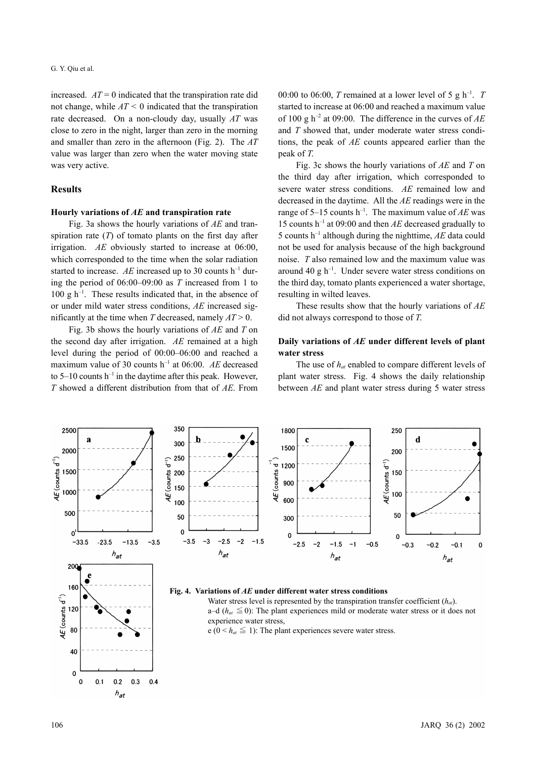increased. $AT = 0$ indicated that the transpiration rate did not change, while $AT < 0$ indicated that the transpiration rate decreased. On a non-cloudy day, usually $AT$ was close to zero in the night, larger than zero in the morning and smaller than zero in the afternoon (Fig. 2). The $AT$ value was larger than zero when the water moving state was very active.

## Results

### Hourly variations of *AE* and transpiration rate

Fig. 3a shows the hourly variations of $AE$ and transpiration rate ($T$) of tomato plants on the first day after irrigation. $AE$ obviously started to increase at 06:00, which corresponded to the time when the solar radiation started to increase. $AE$ increased up to 30 counts h$^{-1}$ during the period of 06:00–09:00 as $T$ increased from 1 to 100 g h$^{-1}$. These results indicated that, in the absence of or under mild water stress conditions, $AE$ increased significantly at the time when $T$ decreased, namely $AT > 0$.

Fig. 3b shows the hourly variations of $AE$ and $T$ on the second day after irrigation. $AE$ remained at a high level during the period of 00:00–06:00 and reached a maximum value of 30 counts h$^{-1}$ at 06:00. $AE$ decreased to 5–10 counts h$^{-1}$ in the daytime after this peak. However, $T$ showed a different distribution from that of $AE$. From 00:00 to 06:00, $T$ remained at a lower level of 5 g h$^{-1}$. $T$ started to increase at 06:00 and reached a maximum value of 100 g h$^{-2}$ at 09:00. The difference in the curves of $AE$ and $T$ showed that, under moderate water stress conditions, the peak of $AE$ counts appeared earlier than the peak of $T$.

Fig. 3c shows the hourly variations of $AE$ and $T$ on the third day after irrigation, which corresponded to severe water stress conditions. $AE$ remained low and decreased in the daytime. All the $AE$ readings were in the range of 5–15 counts h$^{-1}$. The maximum value of $AE$ was 15 counts h$^{-1}$ at 09:00 and then $AE$ decreased gradually to 5 counts h$^{-1}$ although during the nighttime, $AE$ data could not be used for analysis because of the high background noise. $T$ also remained low and the maximum value was around 40 g h$^{-1}$. Under severe water stress conditions on the third day, tomato plants experienced a water shortage, resulting in wilted leaves.

These results show that the hourly variations of $AE$ did not always correspond to those of $T$.

### Daily variations of *AE* under different levels of plant water stress

The use of $h_{at}$ enabled to compare different levels of plant water stress. Fig. 4 shows the daily relationship between $AE$ and plant water stress during 5 water stress

**Fig. 4. Variations of *AE* under different water stress conditions**

Water stress level is represented by the transpiration transfer coefficient ($h_{at}$).
a–d ($h_{at} \leqq 0$): The plant experiences mild or moderate water stress or it does not experience water stress,
e ($0 < h_{at} \leqq 1$): The plant experiences severe water stress.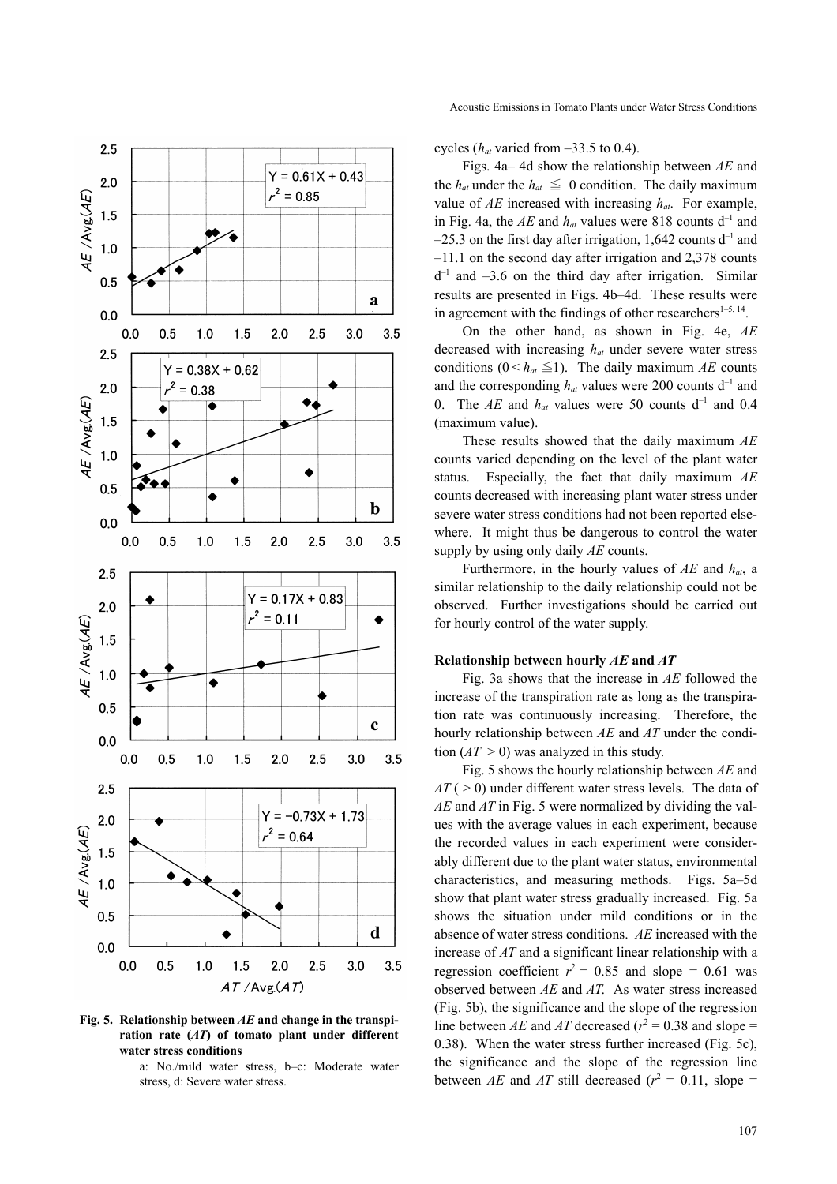cycles ($h_{at}$ varied from –33.5 to 0.4).

Figs. 4a– 4d show the relationship between *AE* and the $h_{at}$ under the $h_{at} \leqq 0$ condition. The daily maximum value of *AE* increased with increasing $h_{at}$. For example, in Fig. 4a, the *AE* and $h_{at}$ values were 818 counts $d^{-1}$ and –25.3 on the first day after irrigation, 1,642 counts $d^{-1}$ and –11.1 on the second day after irrigation and 2,378 counts $d^{-1}$ and –3.6 on the third day after irrigation. Similar results are presented in Figs. 4b–4d. These results were in agreement with the findings of other researchers[1–5, 14].

On the other hand, as shown in Fig. 4e, *AE* decreased with increasing $h_{at}$ under severe water stress conditions ($0 < h_{at} \leqq 1$). The daily maximum *AE* counts and the corresponding $h_{at}$ values were 200 counts $d^{-1}$ and 0. The *AE* and $h_{at}$ values were 50 counts $d^{-1}$ and 0.4 (maximum value).

These results showed that the daily maximum *AE* counts varied depending on the level of the plant water status. Especially, the fact that daily maximum *AE* counts decreased with increasing plant water stress under severe water stress conditions had not been reported elsewhere. It might thus be dangerous to control the water supply by using only daily *AE* counts.

Furthermore, in the hourly values of *AE* and $h_{at}$, a similar relationship to the daily relationship could not be observed. Further investigations should be carried out for hourly control of the water supply.

**Relationship between hourly *AE* and *AT***

Fig. 3a shows that the increase in *AE* followed the increase of the transpiration rate as long as the transpiration rate was continuously increasing. Therefore, the hourly relationship between *AE* and *AT* under the condition ($AT > 0$) was analyzed in this study.

Fig. 5 shows the hourly relationship between *AE* and *AT* ($> 0$) under different water stress levels. The data of *AE* and *AT* in Fig. 5 were normalized by dividing the values with the average values in each experiment, because the recorded values in each experiment were considerably different due to the plant water status, environmental characteristics, and measuring methods. Figs. 5a–5d show that plant water stress gradually increased. Fig. 5a shows the situation under mild conditions or in the absence of water stress conditions. *AE* increased with the increase of *AT* and a significant linear relationship with a regression coefficient $r^2 = 0.85$ and slope = 0.61 was observed between *AE* and *AT*. As water stress increased (Fig. 5b), the significance and the slope of the regression line between *AE* and *AT* decreased ($r^2 = 0.38$ and slope = 0.38). When the water stress further increased (Fig. 5c), the significance and the slope of the regression line between *AE* and *AT* still decreased ($r^2 = 0.11$, slope =

**Fig. 5. Relationship between *AE* and change in the transpiration rate (*AT*) of tomato plant under different water stress conditions**

a: No./mild water stress, b–c: Moderate water stress, d: Severe water stress.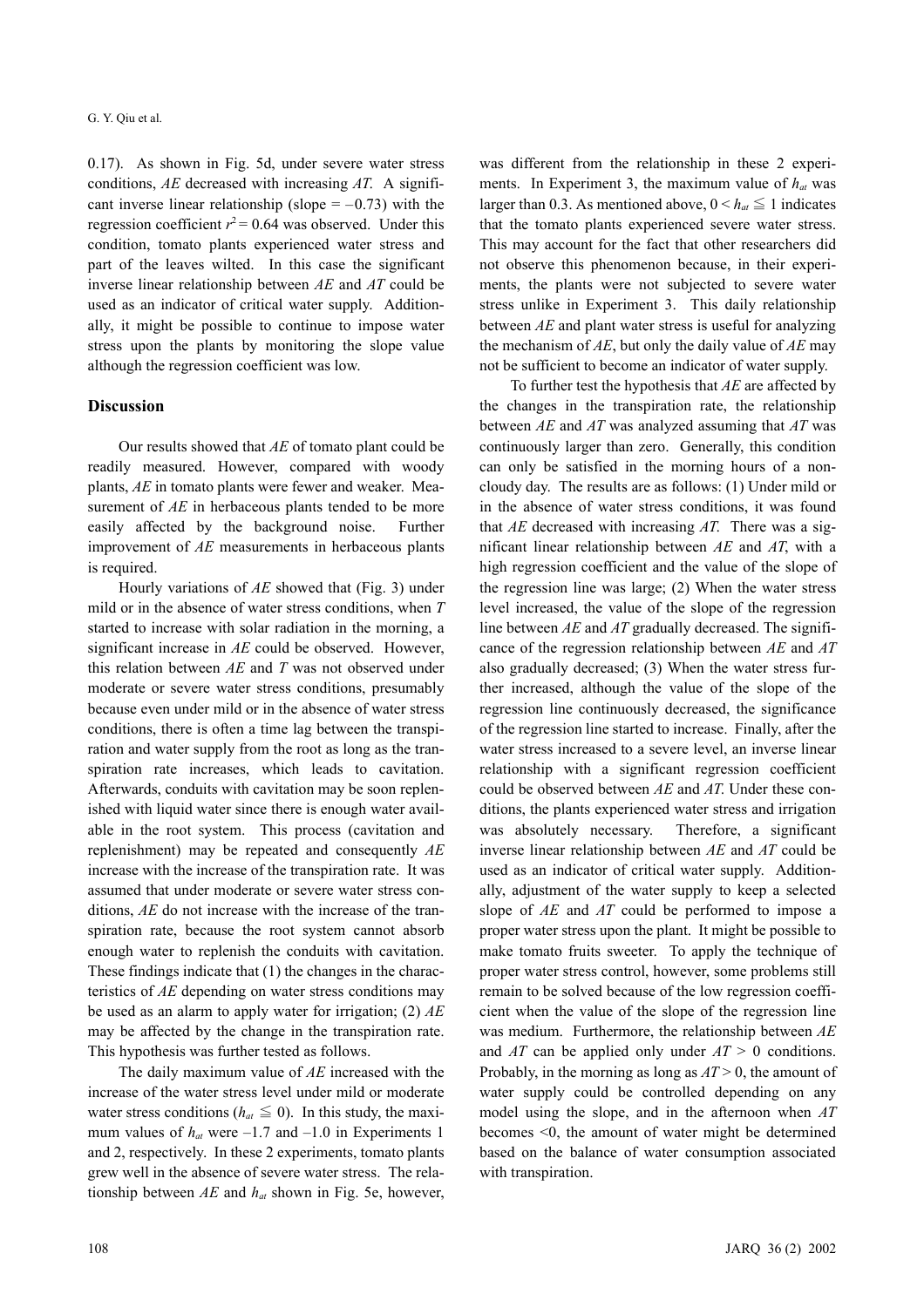0.17). As shown in Fig. 5d, under severe water stress conditions, *AE* decreased with increasing *AT*. A significant inverse linear relationship (slope = –0.73) with the regression coefficient $r^2 = 0.64$ was observed. Under this condition, tomato plants experienced water stress and part of the leaves wilted. In this case the significant inverse linear relationship between *AE* and *AT* could be used as an indicator of critical water supply. Additionally, it might be possible to continue to impose water stress upon the plants by monitoring the slope value although the regression coefficient was low.

## Discussion

Our results showed that *AE* of tomato plant could be readily measured. However, compared with woody plants, *AE* in tomato plants were fewer and weaker. Measurement of *AE* in herbaceous plants tended to be more easily affected by the background noise. Further improvement of *AE* measurements in herbaceous plants is required.

Hourly variations of *AE* showed that (Fig. 3) under mild or in the absence of water stress conditions, when *T* started to increase with solar radiation in the morning, a significant increase in *AE* could be observed. However, this relation between *AE* and *T* was not observed under moderate or severe water stress conditions, presumably because even under mild or in the absence of water stress conditions, there is often a time lag between the transpiration and water supply from the root as long as the transpiration rate increases, which leads to cavitation. Afterwards, conduits with cavitation may be soon replenished with liquid water since there is enough water available in the root system. This process (cavitation and replenishment) may be repeated and consequently *AE* increase with the increase of the transpiration rate. It was assumed that under moderate or severe water stress conditions, *AE* do not increase with the increase of the transpiration rate, because the root system cannot absorb enough water to replenish the conduits with cavitation. These findings indicate that (1) the changes in the characteristics of *AE* depending on water stress conditions may be used as an alarm to apply water for irrigation; (2) *AE* may be affected by the change in the transpiration rate. This hypothesis was further tested as follows.

The daily maximum value of *AE* increased with the increase of the water stress level under mild or moderate water stress conditions ($h_{at} \leqq 0$). In this study, the maximum values of $h_{at}$ were –1.7 and –1.0 in Experiments 1 and 2, respectively. In these 2 experiments, tomato plants grew well in the absence of severe water stress. The relationship between *AE* and $h_{at}$ shown in Fig. 5e, however, was different from the relationship in these 2 experiments. In Experiment 3, the maximum value of $h_{at}$ was larger than 0.3. As mentioned above, $0 < h_{at} \leqq 1$ indicates that the tomato plants experienced severe water stress. This may account for the fact that other researchers did not observe this phenomenon because, in their experiments, the plants were not subjected to severe water stress unlike in Experiment 3. This daily relationship between *AE* and plant water stress is useful for analyzing the mechanism of *AE*, but only the daily value of *AE* may not be sufficient to become an indicator of water supply.

To further test the hypothesis that *AE* are affected by the changes in the transpiration rate, the relationship between *AE* and *AT* was analyzed assuming that *AT* was continuously larger than zero. Generally, this condition can only be satisfied in the morning hours of a non-cloudy day. The results are as follows: (1) Under mild or in the absence of water stress conditions, it was found that *AE* decreased with increasing *AT*. There was a significant linear relationship between *AE* and *AT*, with a high regression coefficient and the value of the slope of the regression line was large; (2) When the water stress level increased, the value of the slope of the regression line between *AE* and *AT* gradually decreased. The significance of the regression relationship between *AE* and *AT* also gradually decreased; (3) When the water stress further increased, although the value of the slope of the regression line continuously decreased, the significance of the regression line started to increase. Finally, after the water stress increased to a severe level, an inverse linear relationship with a significant regression coefficient could be observed between *AE* and *AT*. Under these conditions, the plants experienced water stress and irrigation was absolutely necessary. Therefore, a significant inverse linear relationship between *AE* and *AT* could be used as an indicator of critical water supply. Additionally, adjustment of the water supply to keep a selected slope of *AE* and *AT* could be performed to impose a proper water stress upon the plant. It might be possible to make tomato fruits sweeter. To apply the technique of proper water stress control, however, some problems still remain to be solved because of the low regression coefficient when the value of the slope of the regression line was medium. Furthermore, the relationship between *AE* and *AT* can be applied only under $AT > 0$ conditions. Probably, in the morning as long as $AT > 0$, the amount of water supply could be controlled depending on any model using the slope, and in the afternoon when *AT* becomes $<0$, the amount of water might be determined based on the balance of water consumption associated with transpiration.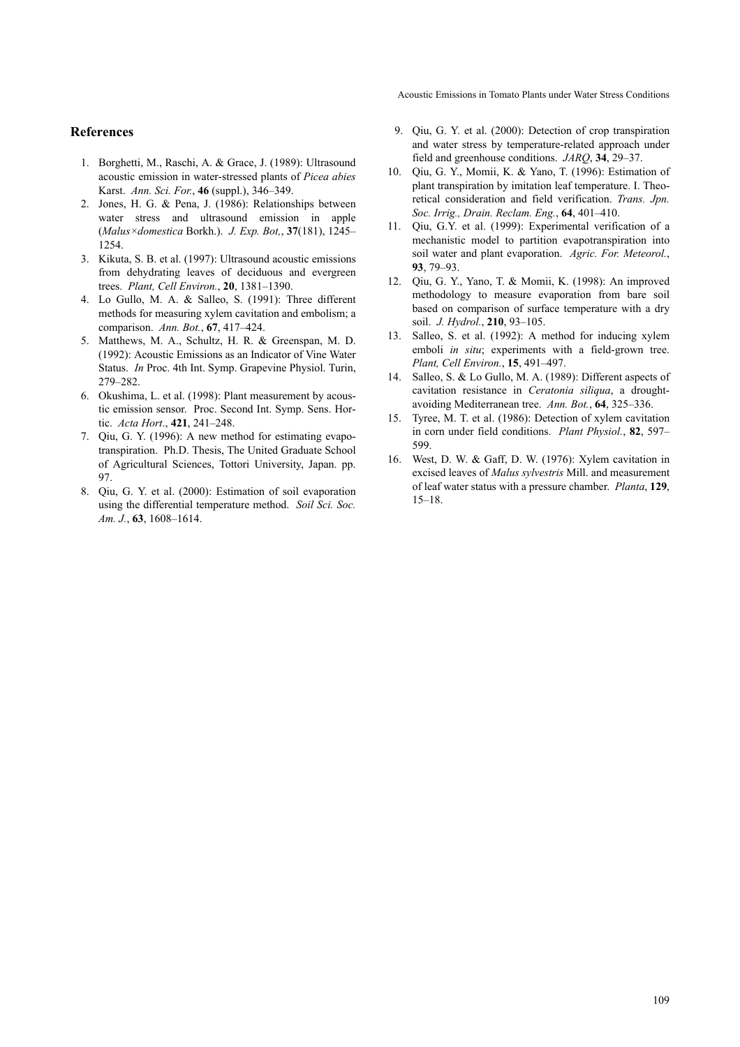## References

1. Borghetti, M., Raschi, A. & Grace, J. (1989): Ultrasound acoustic emission in water-stressed plants of *Picea abies* Karst. *Ann. Sci. For.*, **46** (suppl.), 346–349.
2. Jones, H. G. & Pena, J. (1986): Relationships between water stress and ultrasound emission in apple (*Malus×domestica* Borkh.). *J. Exp. Bot,*, **37**(181), 1245–1254.
3. Kikuta, S. B. et al. (1997): Ultrasound acoustic emissions from dehydrating leaves of deciduous and evergreen trees. *Plant, Cell Environ.*, **20**, 1381–1390.
4. Lo Gullo, M. A. & Salleo, S. (1991): Three different methods for measuring xylem cavitation and embolism; a comparison. *Ann. Bot.*, **67**, 417–424.
5. Matthews, M. A., Schultz, H. R. & Greenspan, M. D. (1992): Acoustic Emissions as an Indicator of Vine Water Status. *In* Proc. 4th Int. Symp. Grapevine Physiol. Turin, 279–282.
6. Okushima, L. et al. (1998): Plant measurement by acoustic emission sensor. Proc. Second Int. Symp. Sens. Hortic. *Acta Hort*., **421**, 241–248.
7. Qiu, G. Y. (1996): A new method for estimating evapotranspiration. Ph.D. Thesis, The United Graduate School of Agricultural Sciences, Tottori University, Japan. pp. 97.
8. Qiu, G. Y. et al. (2000): Estimation of soil evaporation using the differential temperature method. *Soil Sci. Soc. Am. J.*, **63**, 1608–1614.
9. Qiu, G. Y. et al. (2000): Detection of crop transpiration and water stress by temperature-related approach under field and greenhouse conditions. *JARQ*, **34**, 29–37.
10. Qiu, G. Y., Momii, K. & Yano, T. (1996): Estimation of plant transpiration by imitation leaf temperature. I. Theoretical consideration and field verification. *Trans. Jpn. Soc. Irrig., Drain. Reclam. Eng.*, **64**, 401–410.
11. Qiu, G.Y. et al. (1999): Experimental verification of a mechanistic model to partition evapotranspiration into soil water and plant evaporation. *Agric. For. Meteorol.*, **93**, 79–93.
12. Qiu, G. Y., Yano, T. & Momii, K. (1998): An improved methodology to measure evaporation from bare soil based on comparison of surface temperature with a dry soil. *J. Hydrol.*, **210**, 93–105.
13. Salleo, S. et al. (1992): A method for inducing xylem emboli *in situ*; experiments with a field-grown tree. *Plant, Cell Environ.*, **15**, 491–497.
14. Salleo, S. & Lo Gullo, M. A. (1989): Different aspects of cavitation resistance in *Ceratonia siliqua*, a drought-avoiding Mediterranean tree. *Ann. Bot.*, **64**, 325–336.
15. Tyree, M. T. et al. (1986): Detection of xylem cavitation in corn under field conditions. *Plant Physiol.*, **82**, 597–599.
16. West, D. W. & Gaff, D. W. (1976): Xylem cavitation in excised leaves of *Malus sylvestris* Mill. and measurement of leaf water status with a pressure chamber. *Planta*, **129**, 15–18.